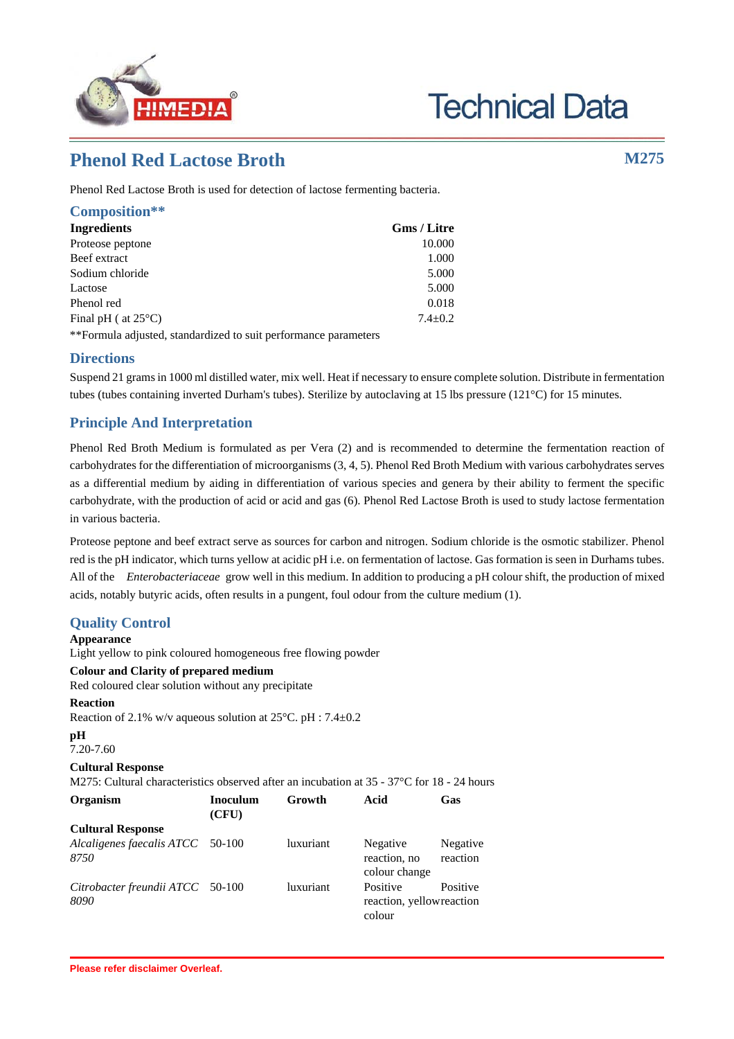# Phenol Red Lactose Broth

**M275**

Phenol Red Lactose Broth is used for detection of lactose fermenting bacteria.

## Composition**

| Ingredients | Gms / Litre |
|---|---|
| Proteose peptone | 10.000 |
| Beef extract | 1.000 |
| Sodium chloride | 5.000 |
| Lactose | 5.000 |
| Phenol red | 0.018 |
| Final pH ( at 25°C) | 7.4±0.2 |

**Formula adjusted, standardized to suit performance parameters

## Directions

Suspend 21 grams in 1000 ml distilled water, mix well. Heat if necessary to ensure complete solution. Distribute in fermentation tubes (tubes containing inverted Durham's tubes). Sterilize by autoclaving at 15 lbs pressure (121°C) for 15 minutes.

## Principle And Interpretation

Phenol Red Broth Medium is formulated as per Vera (2) and is recommended to determine the fermentation reaction of carbohydrates for the differentiation of microorganisms (3, 4, 5). Phenol Red Broth Medium with various carbohydrates serves as a differential medium by aiding in differentiation of various species and genera by their ability to ferment the specific carbohydrate, with the production of acid or acid and gas (6). Phenol Red Lactose Broth is used to study lactose fermentation in various bacteria.

Proteose peptone and beef extract serve as sources for carbon and nitrogen. Sodium chloride is the osmotic stabilizer. Phenol red is the pH indicator, which turns yellow at acidic pH i.e. on fermentation of lactose. Gas formation is seen in Durhams tubes. All of the *Enterobacteriaceae* grow well in this medium. In addition to producing a pH colour shift, the production of mixed acids, notably butyric acids, often results in a pungent, foul odour from the culture medium (1).

## Quality Control

**Appearance**
Light yellow to pink coloured homogeneous free flowing powder

**Colour and Clarity of prepared medium**
Red coloured clear solution without any precipitate

**Reaction**
Reaction of 2.1% w/v aqueous solution at 25°C. pH : 7.4±0.2

**pH**
7.20-7.60

**Cultural Response**
M275: Cultural characteristics observed after an incubation at 35 - 37°C for 18 - 24 hours

| Organism | Inoculum (CFU) | Growth | Acid | Gas |
|---|---|---|---|---|
| **Cultural Response** | | | | |
| *Alcaligenes faecalis ATCC 8750* | 50-100 | luxuriant | Negative reaction, no colour change | Negative reaction |
| *Citrobacter freundii ATCC 8090* | 50-100 | luxuriant | Positive reaction, yellow colour | Positive reaction |

Please refer disclaimer Overleaf.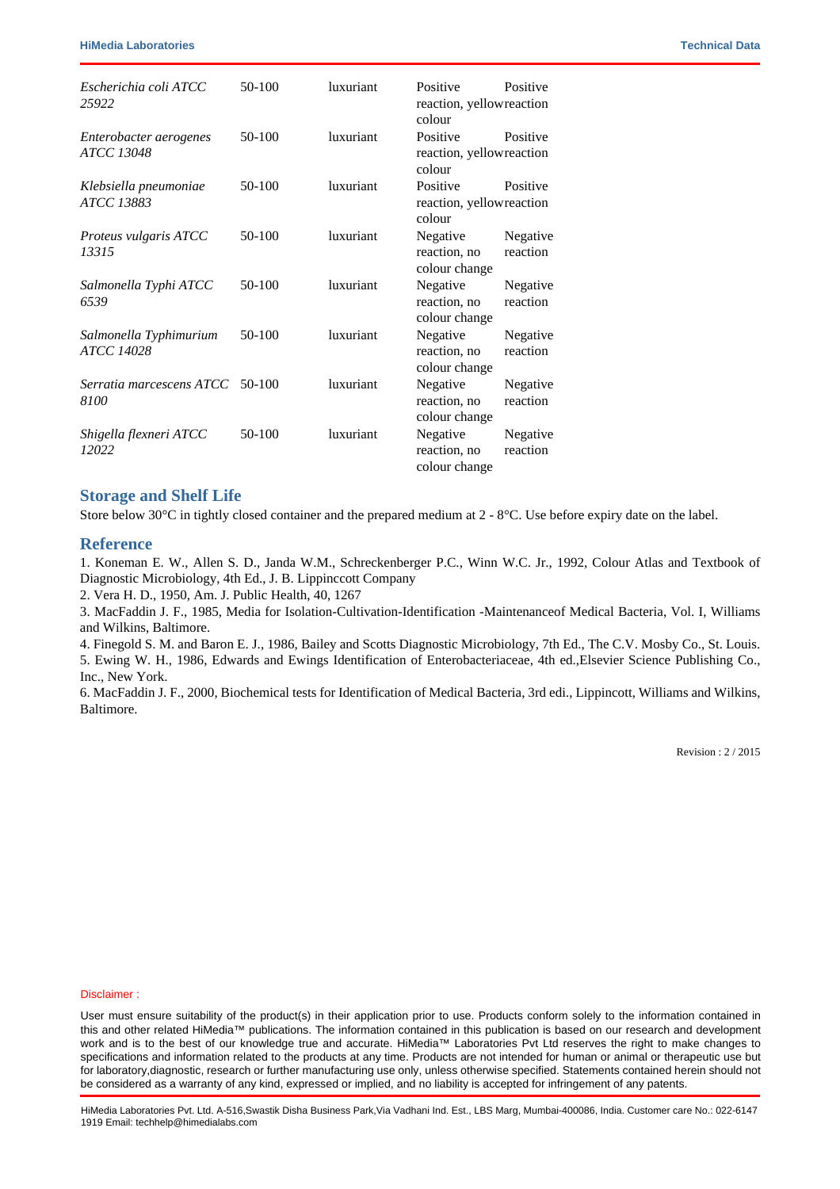| | | | | |
|---|---|---|---|---|
| *Escherichia coli ATCC 25922* | 50-100 | luxuriant | Positive reaction, yellow colour | Positive reaction |
| *Enterobacter aerogenes ATCC 13048* | 50-100 | luxuriant | Positive reaction, yellow colour | Positive reaction |
| *Klebsiella pneumoniae ATCC 13883* | 50-100 | luxuriant | Positive reaction, yellow colour | Positive reaction |
| *Proteus vulgaris ATCC 13315* | 50-100 | luxuriant | Negative reaction, no colour change | Negative reaction |
| *Salmonella Typhi ATCC 6539* | 50-100 | luxuriant | Negative reaction, no colour change | Negative reaction |
| *Salmonella Typhimurium ATCC 14028* | 50-100 | luxuriant | Negative reaction, no colour change | Negative reaction |
| *Serratia marcescens ATCC 8100* | 50-100 | luxuriant | Negative reaction, no colour change | Negative reaction |
| *Shigella flexneri ATCC 12022* | 50-100 | luxuriant | Negative reaction, no colour change | Negative reaction |

## Storage and Shelf Life

Store below 30°C in tightly closed container and the prepared medium at 2 - 8°C. Use before expiry date on the label.

## Reference

1. Koneman E. W., Allen S. D., Janda W.M., Schreckenberger P.C., Winn W.C. Jr., 1992, Colour Atlas and Textbook of Diagnostic Microbiology, 4th Ed., J. B. Lippinccott Company
2. Vera H. D., 1950, Am. J. Public Health, 40, 1267
3. MacFaddin J. F., 1985, Media for Isolation-Cultivation-Identification -Maintenanceof Medical Bacteria, Vol. I, Williams and Wilkins, Baltimore.
4. Finegold S. M. and Baron E. J., 1986, Bailey and Scotts Diagnostic Microbiology, 7th Ed., The C.V. Mosby Co., St. Louis.
5. Ewing W. H., 1986, Edwards and Ewings Identification of Enterobacteriaceae, 4th ed.,Elsevier Science Publishing Co., Inc., New York.
6. MacFaddin J. F., 2000, Biochemical tests for Identification of Medical Bacteria, 3rd edi., Lippincott, Williams and Wilkins, Baltimore.

Revision : 2 / 2015

Disclaimer :

User must ensure suitability of the product(s) in their application prior to use. Products conform solely to the information contained in this and other related HiMedia™ publications. The information contained in this publication is based on our research and development work and is to the best of our knowledge true and accurate. HiMedia™ Laboratories Pvt Ltd reserves the right to make changes to specifications and information related to the products at any time. Products are not intended for human or animal or therapeutic use but for laboratory,diagnostic, research or further manufacturing use only, unless otherwise specified. Statements contained herein should not be considered as a warranty of any kind, expressed or implied, and no liability is accepted for infringement of any patents.

HiMedia Laboratories Pvt. Ltd. A-516,Swastik Disha Business Park,Via Vadhani Ind. Est., LBS Marg, Mumbai-400086, India. Customer care No.: 022-6147 1919 Email: techhelp@himedialabs.com